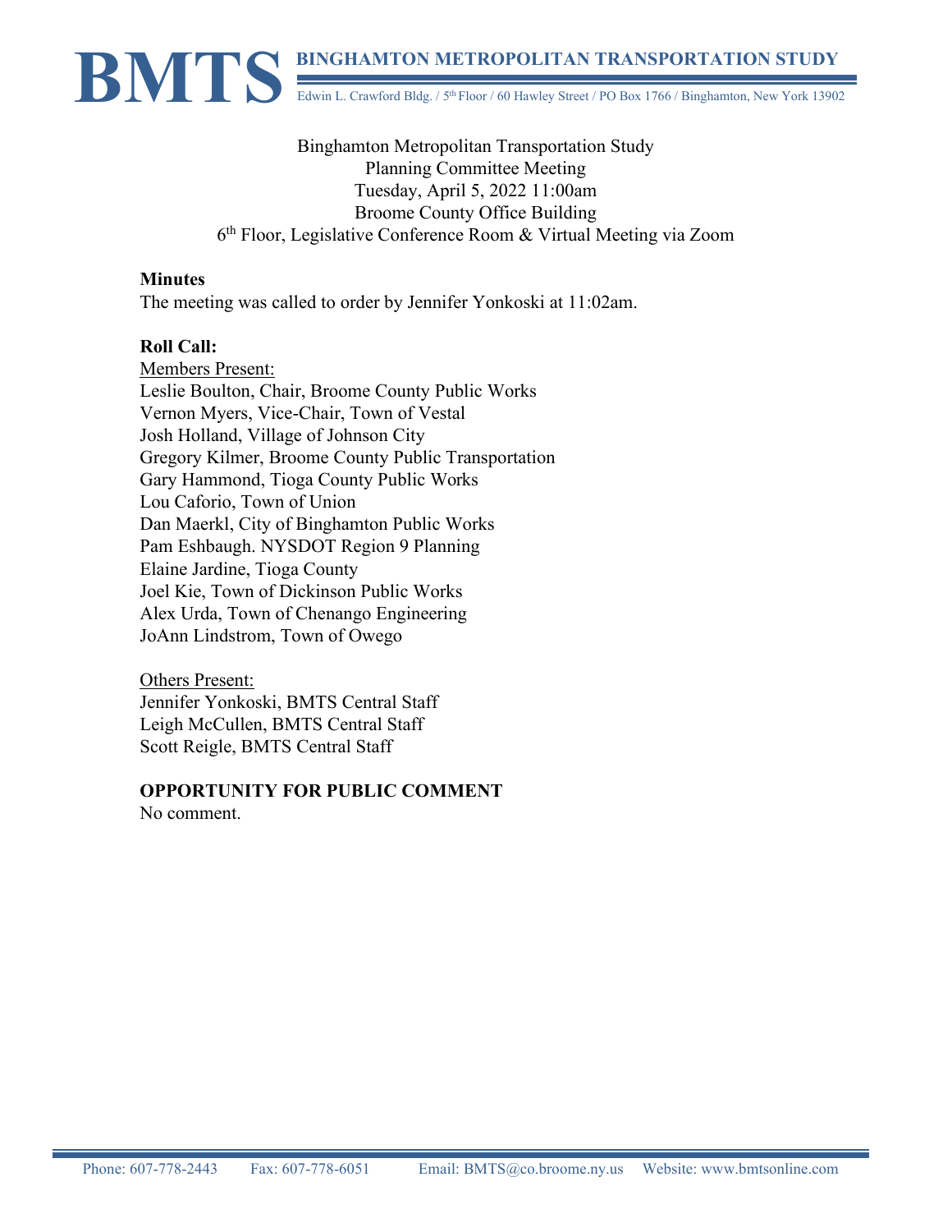# BMTS BINGHAMTON METROPOLITAN TRANSPORTATION STUDY

Edwin L. Crawford Bldg. / 5th Floor / 60 Hawley Street / PO Box 1766 / Binghamton, New York 13902

Binghamton Metropolitan Transportation Study
Planning Committee Meeting
Tuesday, April 5, 2022 11:00am
Broome County Office Building
6th Floor, Legislative Conference Room & Virtual Meeting via Zoom

**Minutes**
The meeting was called to order by Jennifer Yonkoski at 11:02am.

**Roll Call:**
Members Present:
Leslie Boulton, Chair, Broome County Public Works
Vernon Myers, Vice-Chair, Town of Vestal
Josh Holland, Village of Johnson City
Gregory Kilmer, Broome County Public Transportation
Gary Hammond, Tioga County Public Works
Lou Caforio, Town of Union
Dan Maerkl, City of Binghamton Public Works
Pam Eshbaugh. NYSDOT Region 9 Planning
Elaine Jardine, Tioga County
Joel Kie, Town of Dickinson Public Works
Alex Urda, Town of Chenango Engineering
JoAnn Lindstrom, Town of Owego

Others Present:
Jennifer Yonkoski, BMTS Central Staff
Leigh McCullen, BMTS Central Staff
Scott Reigle, BMTS Central Staff

**OPPORTUNITY FOR PUBLIC COMMENT**
No comment.

Phone: 607-778-2443 Fax: 607-778-6051 Email: BMTS@co.broome.ny.us Website: www.bmtsonline.com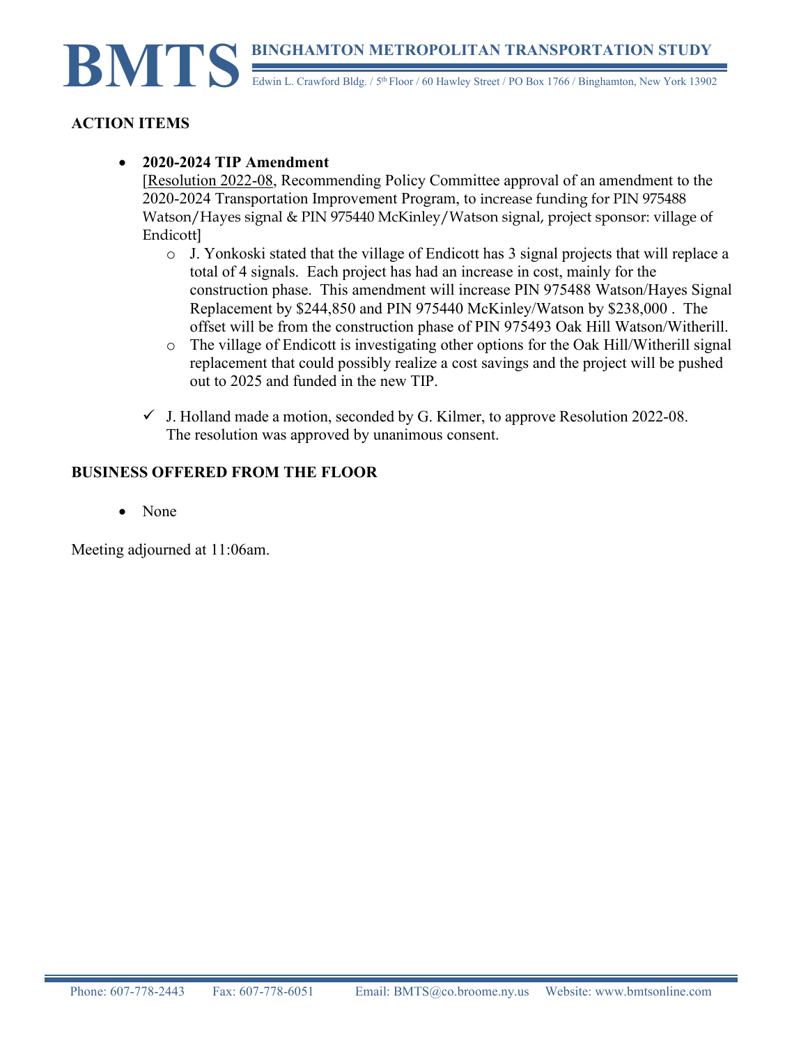## ACTION ITEMS

- **2020-2024 TIP Amendment**
  [Resolution 2022-08, Recommending Policy Committee approval of an amendment to the 2020-2024 Transportation Improvement Program, to increase funding for PIN 975488 Watson/Hayes signal & PIN 975440 McKinley/Watson signal, project sponsor: village of Endicott]
  - J. Yonkoski stated that the village of Endicott has 3 signal projects that will replace a total of 4 signals. Each project has had an increase in cost, mainly for the construction phase. This amendment will increase PIN 975488 Watson/Hayes Signal Replacement by $244,850 and PIN 975440 McKinley/Watson by $238,000 . The offset will be from the construction phase of PIN 975493 Oak Hill Watson/Witherill.
  - The village of Endicott is investigating other options for the Oak Hill/Witherill signal replacement that could possibly realize a cost savings and the project will be pushed out to 2025 and funded in the new TIP.

  ✓ J. Holland made a motion, seconded by G. Kilmer, to approve Resolution 2022-08. The resolution was approved by unanimous consent.

## BUSINESS OFFERED FROM THE FLOOR

- None

Meeting adjourned at 11:06am.